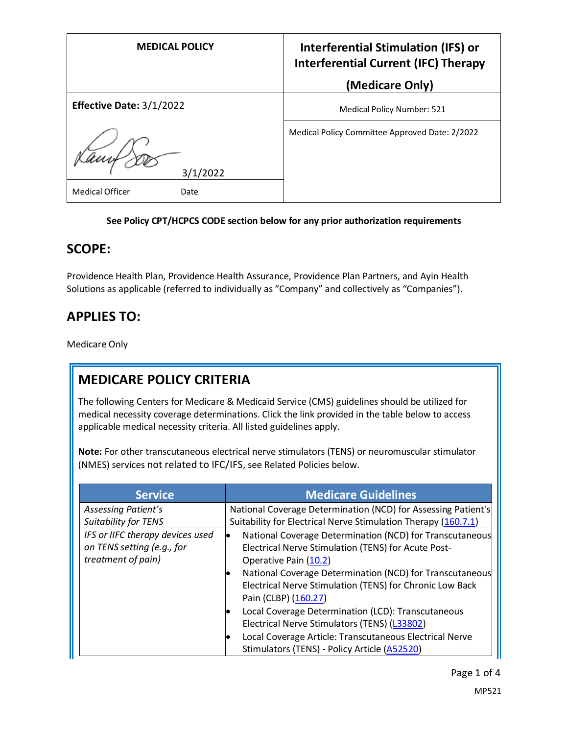| MEDICAL POLICY | Interferential Stimulation (IFS) or Interferential Current (IFC) Therapy (Medicare Only) |
| --- | --- |
| **Effective Date:** 3/1/2022 | Medical Policy Number: 521 |
| 3/1/2022 | Medical Policy Committee Approved Date: 2/2022 |
| Medical Officer Date | |

**See Policy CPT/HCPCS CODE section below for any prior authorization requirements**

## SCOPE:

Providence Health Plan, Providence Health Assurance, Providence Plan Partners, and Ayin Health Solutions as applicable (referred to individually as "Company" and collectively as "Companies").

## APPLIES TO:

Medicare Only

## MEDICARE POLICY CRITERIA

The following Centers for Medicare & Medicaid Service (CMS) guidelines should be utilized for medical necessity coverage determinations. Click the link provided in the table below to access applicable medical necessity criteria. All listed guidelines apply.

**Note:** For other transcutaneous electrical nerve stimulators (TENS) or neuromuscular stimulator (NMES) services not related to IFC/IFS, see Related Policies below.

| Service | Medicare Guidelines |
| --- | --- |
| *Assessing Patient's Suitability for TENS* | National Coverage Determination (NCD) for Assessing Patient's Suitability for Electrical Nerve Stimulation Therapy (160.7.1) |
| *IFS or IIFC therapy devices used on TENS setting (e.g., for treatment of pain)* | • National Coverage Determination (NCD) for Transcutaneous Electrical Nerve Stimulation (TENS) for Acute Post-Operative Pain (10.2)<br>• National Coverage Determination (NCD) for Transcutaneous Electrical Nerve Stimulation (TENS) for Chronic Low Back Pain (CLBP) (160.27)<br>• Local Coverage Determination (LCD): Transcutaneous Electrical Nerve Stimulators (TENS) (L33802)<br>• Local Coverage Article: Transcutaneous Electrical Nerve Stimulators (TENS) - Policy Article (A52520) |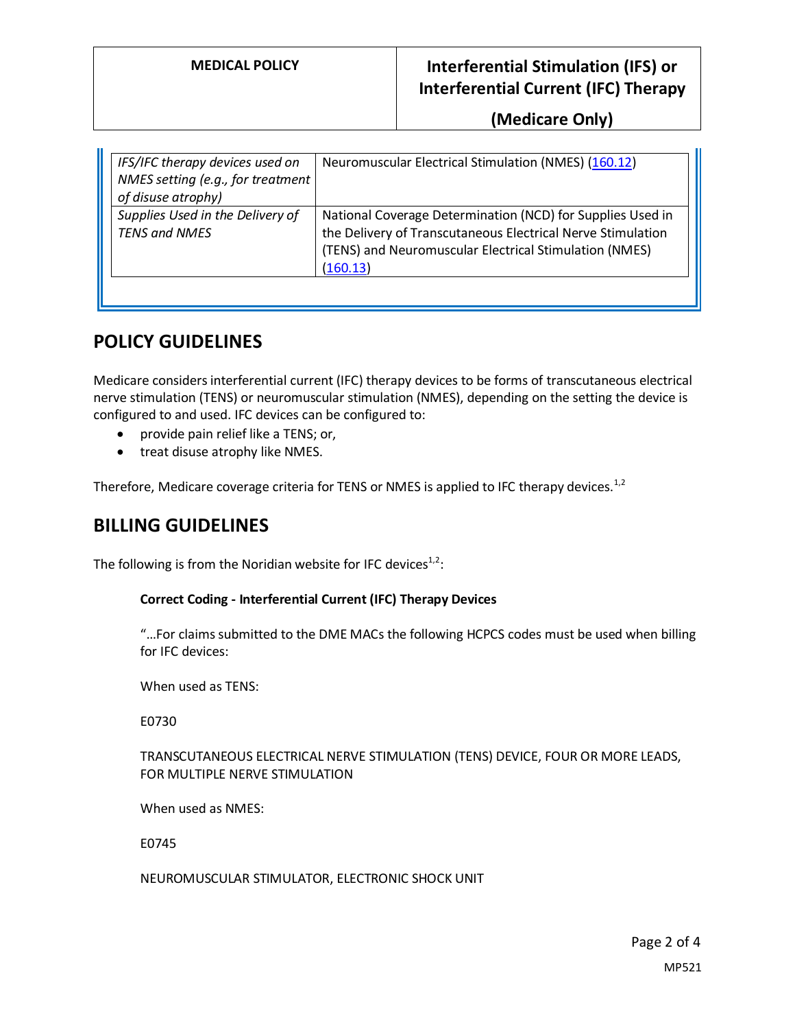| | |
|---|---|
| *IFS/IFC therapy devices used on NMES setting (e.g., for treatment of disuse atrophy)* | Neuromuscular Electrical Stimulation (NMES) (160.12) |
| *Supplies Used in the Delivery of TENS and NMES* | National Coverage Determination (NCD) for Supplies Used in the Delivery of Transcutaneous Electrical Nerve Stimulation (TENS) and Neuromuscular Electrical Stimulation (NMES) (160.13) |

## POLICY GUIDELINES

Medicare considers interferential current (IFC) therapy devices to be forms of transcutaneous electrical nerve stimulation (TENS) or neuromuscular stimulation (NMES), depending on the setting the device is configured to and used. IFC devices can be configured to:

- provide pain relief like a TENS; or,
- treat disuse atrophy like NMES.

Therefore, Medicare coverage criteria for TENS or NMES is applied to IFC therapy devices.[1,2]

## BILLING GUIDELINES

The following is from the Noridian website for IFC devices[1,2]:

> **Correct Coding - Interferential Current (IFC) Therapy Devices**
>
> "…For claims submitted to the DME MACs the following HCPCS codes must be used when billing for IFC devices:
>
> When used as TENS:
>
> E0730
>
> TRANSCUTANEOUS ELECTRICAL NERVE STIMULATION (TENS) DEVICE, FOUR OR MORE LEADS, FOR MULTIPLE NERVE STIMULATION
>
> When used as NMES:
>
> E0745
>
> NEUROMUSCULAR STIMULATOR, ELECTRONIC SHOCK UNIT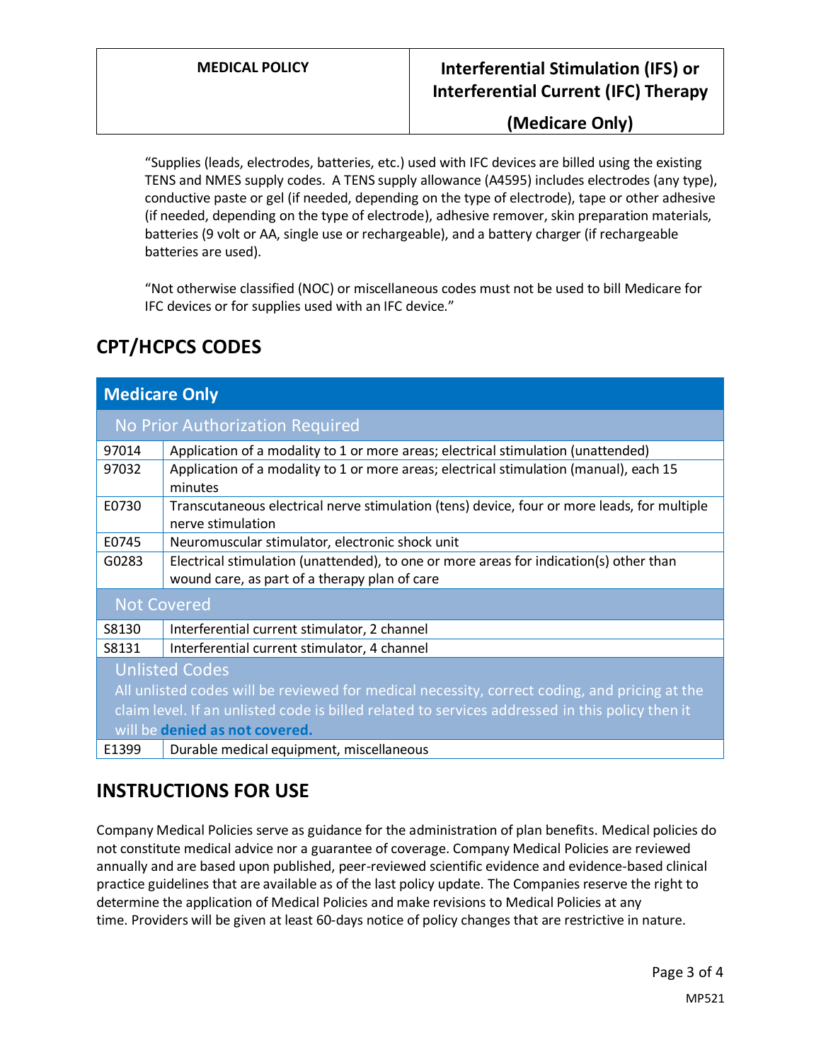"Supplies (leads, electrodes, batteries, etc.) used with IFC devices are billed using the existing TENS and NMES supply codes. A TENS supply allowance (A4595) includes electrodes (any type), conductive paste or gel (if needed, depending on the type of electrode), tape or other adhesive (if needed, depending on the type of electrode), adhesive remover, skin preparation materials, batteries (9 volt or AA, single use or rechargeable), and a battery charger (if rechargeable batteries are used).

"Not otherwise classified (NOC) or miscellaneous codes must not be used to bill Medicare for IFC devices or for supplies used with an IFC device."

## CPT/HCPCS CODES

| Medicare Only | |
|---|---|
| **No Prior Authorization Required** | |
| 97014 | Application of a modality to 1 or more areas; electrical stimulation (unattended) |
| 97032 | Application of a modality to 1 or more areas; electrical stimulation (manual), each 15 minutes |
| E0730 | Transcutaneous electrical nerve stimulation (tens) device, four or more leads, for multiple nerve stimulation |
| E0745 | Neuromuscular stimulator, electronic shock unit |
| G0283 | Electrical stimulation (unattended), to one or more areas for indication(s) other than wound care, as part of a therapy plan of care |
| **Not Covered** | |
| S8130 | Interferential current stimulator, 2 channel |
| S8131 | Interferential current stimulator, 4 channel |
| **Unlisted Codes**<br>All unlisted codes will be reviewed for medical necessity, correct coding, and pricing at the claim level. If an unlisted code is billed related to services addressed in this policy then it will be **denied as not covered.** | |
| E1399 | Durable medical equipment, miscellaneous |

## INSTRUCTIONS FOR USE

Company Medical Policies serve as guidance for the administration of plan benefits. Medical policies do not constitute medical advice nor a guarantee of coverage. Company Medical Policies are reviewed annually and are based upon published, peer-reviewed scientific evidence and evidence-based clinical practice guidelines that are available as of the last policy update. The Companies reserve the right to determine the application of Medical Policies and make revisions to Medical Policies at any time. Providers will be given at least 60-days notice of policy changes that are restrictive in nature.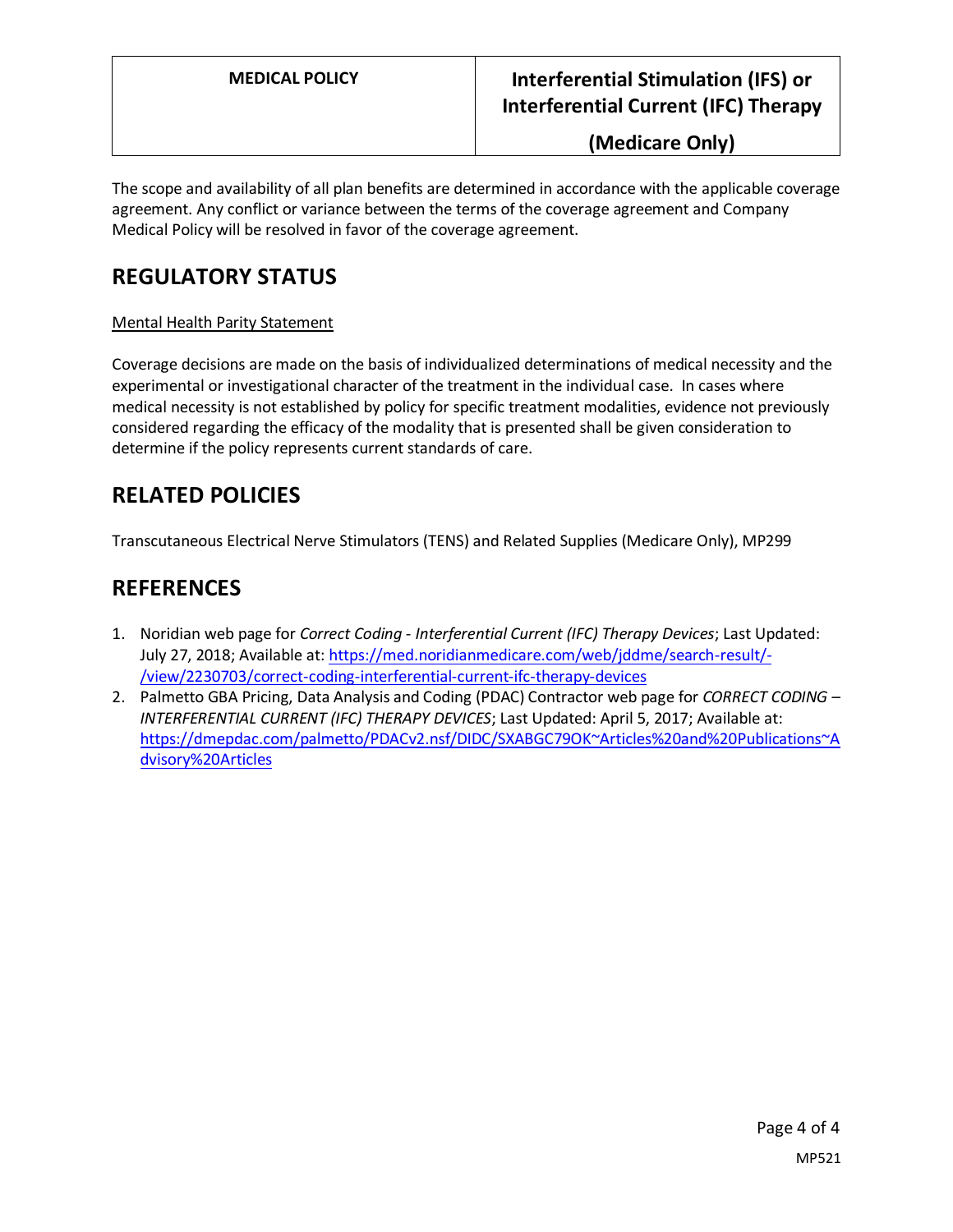The scope and availability of all plan benefits are determined in accordance with the applicable coverage agreement. Any conflict or variance between the terms of the coverage agreement and Company Medical Policy will be resolved in favor of the coverage agreement.

## REGULATORY STATUS

Mental Health Parity Statement

Coverage decisions are made on the basis of individualized determinations of medical necessity and the experimental or investigational character of the treatment in the individual case. In cases where medical necessity is not established by policy for specific treatment modalities, evidence not previously considered regarding the efficacy of the modality that is presented shall be given consideration to determine if the policy represents current standards of care.

## RELATED POLICIES

Transcutaneous Electrical Nerve Stimulators (TENS) and Related Supplies (Medicare Only), MP299

## REFERENCES

1. Noridian web page for *Correct Coding - Interferential Current (IFC) Therapy Devices*; Last Updated: July 27, 2018; Available at: https://med.noridianmedicare.com/web/jddme/search-result/-/view/2230703/correct-coding-interferential-current-ifc-therapy-devices
2. Palmetto GBA Pricing, Data Analysis and Coding (PDAC) Contractor web page for *CORRECT CODING – INTERFERENTIAL CURRENT (IFC) THERAPY DEVICES*; Last Updated: April 5, 2017; Available at: https://dmepdac.com/palmetto/PDACv2.nsf/DIDC/SXABGC79OK~Articles%20and%20Publications~Advisory%20Articles